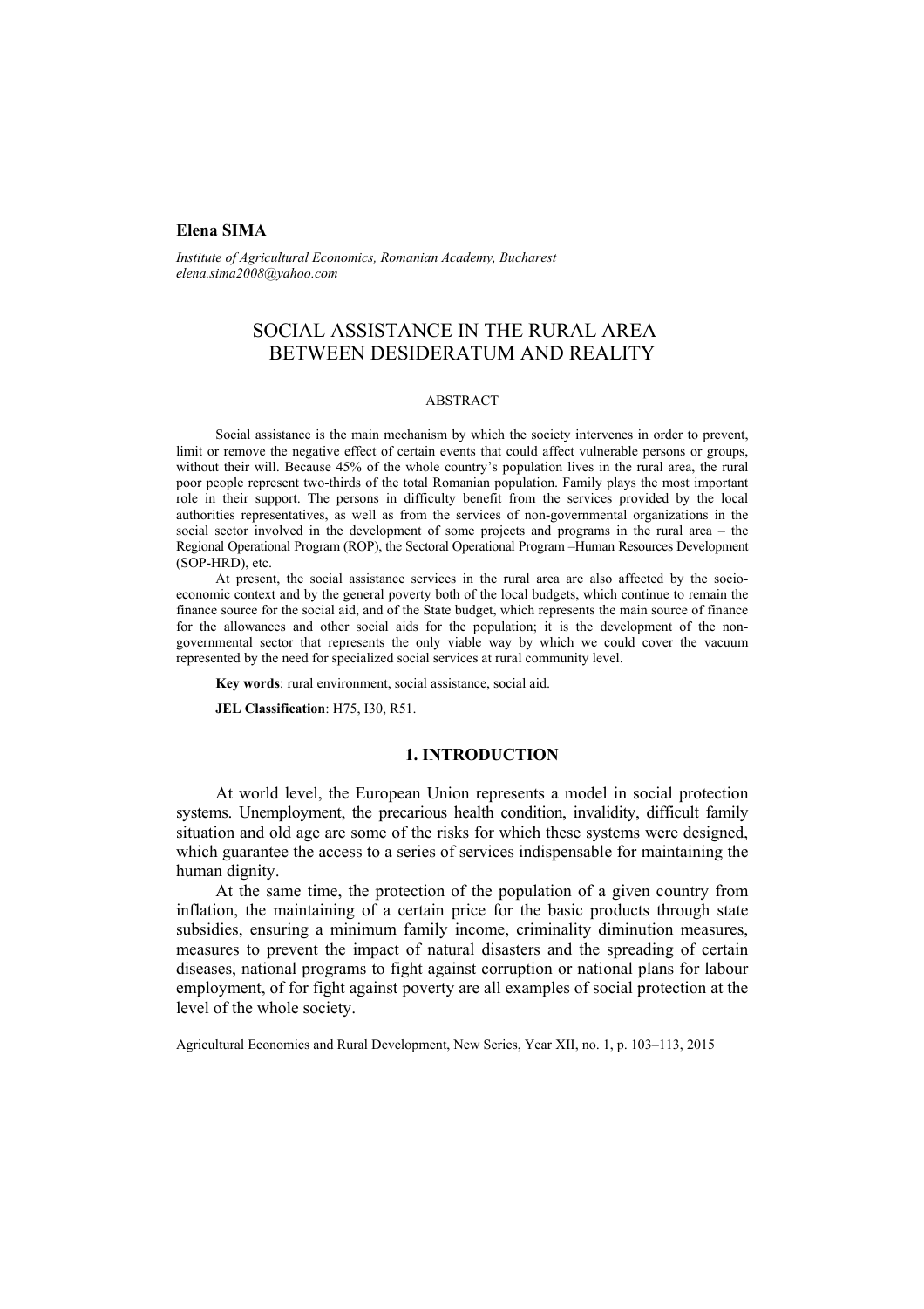**Elena SIMA**

*Institute of Agricultural Economics, Romanian Academy, Bucharest*
*elena.sima2008@yahoo.com*

# SOCIAL ASSISTANCE IN THE RURAL AREA – BETWEEN DESIDERATUM AND REALITY

ABSTRACT

Social assistance is the main mechanism by which the society intervenes in order to prevent, limit or remove the negative effect of certain events that could affect vulnerable persons or groups, without their will. Because 45% of the whole country's population lives in the rural area, the rural poor people represent two-thirds of the total Romanian population. Family plays the most important role in their support. The persons in difficulty benefit from the services provided by the local authorities representatives, as well as from the services of non-governmental organizations in the social sector involved in the development of some projects and programs in the rural area – the Regional Operational Program (ROP), the Sectoral Operational Program –Human Resources Development (SOP-HRD), etc.

At present, the social assistance services in the rural area are also affected by the socio-economic context and by the general poverty both of the local budgets, which continue to remain the finance source for the social aid, and of the State budget, which represents the main source of finance for the allowances and other social aids for the population; it is the development of the non-governmental sector that represents the only viable way by which we could cover the vacuum represented by the need for specialized social services at rural community level.

**Key words**: rural environment, social assistance, social aid.

**JEL Classification**: H75, I30, R51.

## 1. INTRODUCTION

At world level, the European Union represents a model in social protection systems. Unemployment, the precarious health condition, invalidity, difficult family situation and old age are some of the risks for which these systems were designed, which guarantee the access to a series of services indispensable for maintaining the human dignity.

At the same time, the protection of the population of a given country from inflation, the maintaining of a certain price for the basic products through state subsidies, ensuring a minimum family income, criminality diminution measures, measures to prevent the impact of natural disasters and the spreading of certain diseases, national programs to fight against corruption or national plans for labour employment, of for fight against poverty are all examples of social protection at the level of the whole society.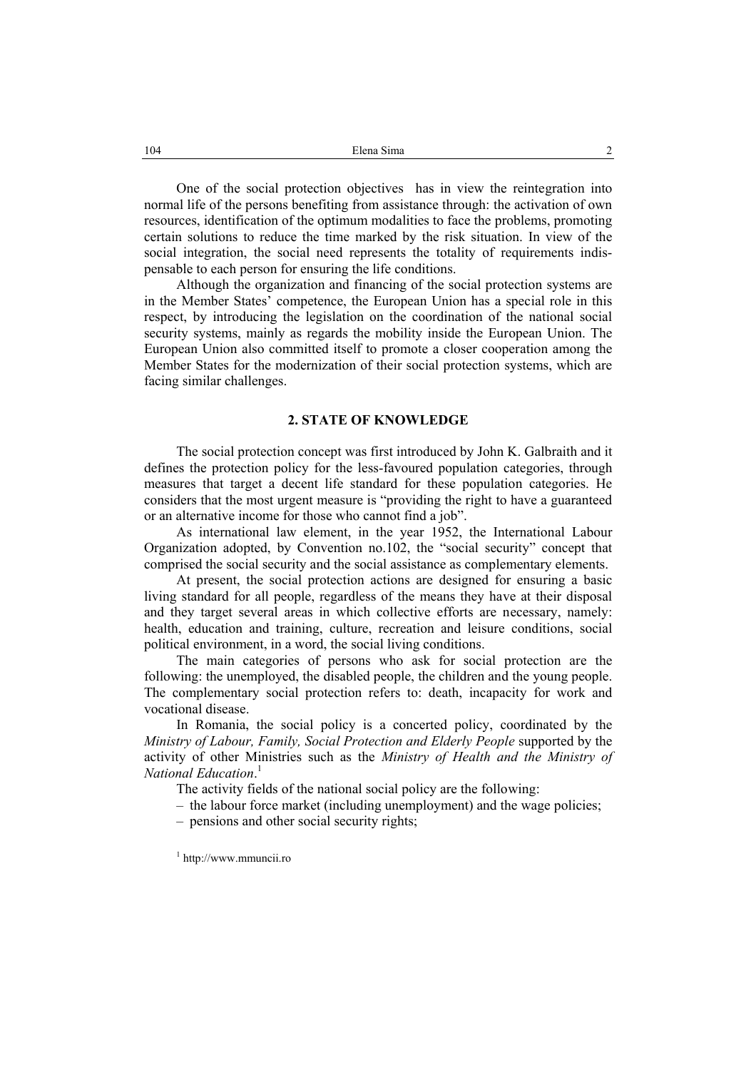One of the social protection objectives  has in view the reintegration into normal life of the persons benefiting from assistance through: the activation of own resources, identification of the optimum modalities to face the problems, promoting certain solutions to reduce the time marked by the risk situation. In view of the social integration, the social need represents the totality of requirements indispensable to each person for ensuring the life conditions.

Although the organization and financing of the social protection systems are in the Member States' competence, the European Union has a special role in this respect, by introducing the legislation on the coordination of the national social security systems, mainly as regards the mobility inside the European Union. The European Union also committed itself to promote a closer cooperation among the Member States for the modernization of their social protection systems, which are facing similar challenges.

## 2. STATE OF KNOWLEDGE

The social protection concept was first introduced by John K. Galbraith and it defines the protection policy for the less-favoured population categories, through measures that target a decent life standard for these population categories. He considers that the most urgent measure is "providing the right to have a guaranteed or an alternative income for those who cannot find a job".

As international law element, in the year 1952, the International Labour Organization adopted, by Convention no.102, the "social security" concept that comprised the social security and the social assistance as complementary elements.

At present, the social protection actions are designed for ensuring a basic living standard for all people, regardless of the means they have at their disposal and they target several areas in which collective efforts are necessary, namely: health, education and training, culture, recreation and leisure conditions, social political environment, in a word, the social living conditions.

The main categories of persons who ask for social protection are the following: the unemployed, the disabled people, the children and the young people. The complementary social protection refers to: death, incapacity for work and vocational disease.

In Romania, the social policy is a concerted policy, coordinated by the *Ministry of Labour, Family, Social Protection and Elderly People* supported by the activity of other Ministries such as the *Ministry of Health and the Ministry of National Education*.[1]

The activity fields of the national social policy are the following:

– the labour force market (including unemployment) and the wage policies;
– pensions and other social security rights;

[1] http://www.mmuncii.ro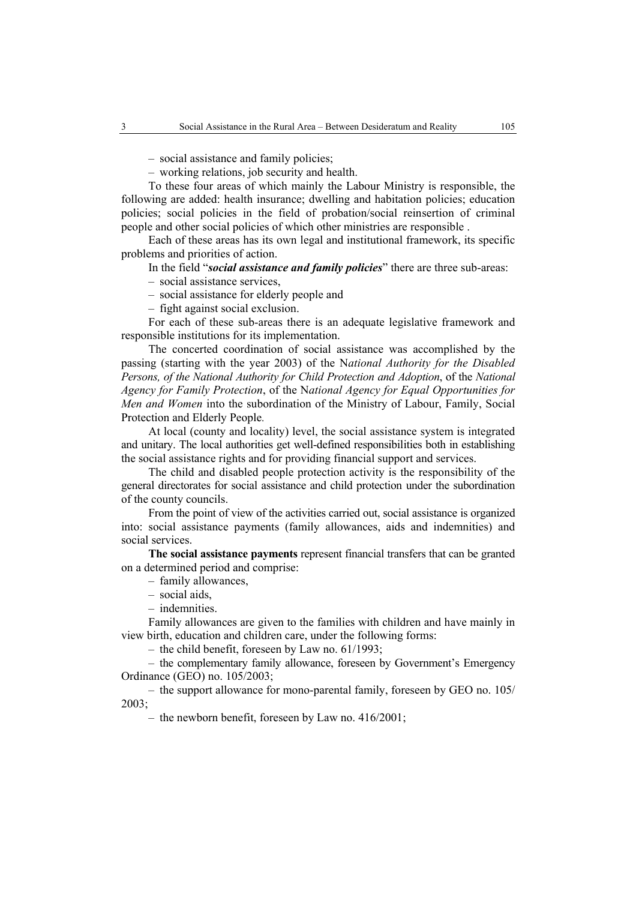– social assistance and family policies;

– working relations, job security and health.

To these four areas of which mainly the Labour Ministry is responsible, the following are added: health insurance; dwelling and habitation policies; education policies; social policies in the field of probation/social reinsertion of criminal people and other social policies of which other ministries are responsible .

Each of these areas has its own legal and institutional framework, its specific problems and priorities of action.

In the field "***social assistance and family policies***" there are three sub-areas:

– social assistance services,

– social assistance for elderly people and

– fight against social exclusion.

For each of these sub-areas there is an adequate legislative framework and responsible institutions for its implementation.

The concerted coordination of social assistance was accomplished by the passing (starting with the year 2003) of the N*ational Authority for the Disabled Persons, of the National Authority for Child Protection and Adoption*, of the *National Agency for Family Protection*, of the N*ational Agency for Equal Opportunities for Men and Women* into the subordination of the Ministry of Labour, Family, Social Protection and Elderly People.

At local (county and locality) level, the social assistance system is integrated and unitary. The local authorities get well-defined responsibilities both in establishing the social assistance rights and for providing financial support and services.

The child and disabled people protection activity is the responsibility of the general directorates for social assistance and child protection under the subordination of the county councils.

From the point of view of the activities carried out, social assistance is organized into: social assistance payments (family allowances, aids and indemnities) and social services.

**The social assistance payments** represent financial transfers that can be granted on a determined period and comprise:

– family allowances,

– social aids,

– indemnities.

Family allowances are given to the families with children and have mainly in view birth, education and children care, under the following forms:

– the child benefit, foreseen by Law no. 61/1993;

– the complementary family allowance, foreseen by Government's Emergency Ordinance (GEO) no. 105/2003;

– the support allowance for mono-parental family, foreseen by GEO no. 105/ 2003;

– the newborn benefit, foreseen by Law no. 416/2001;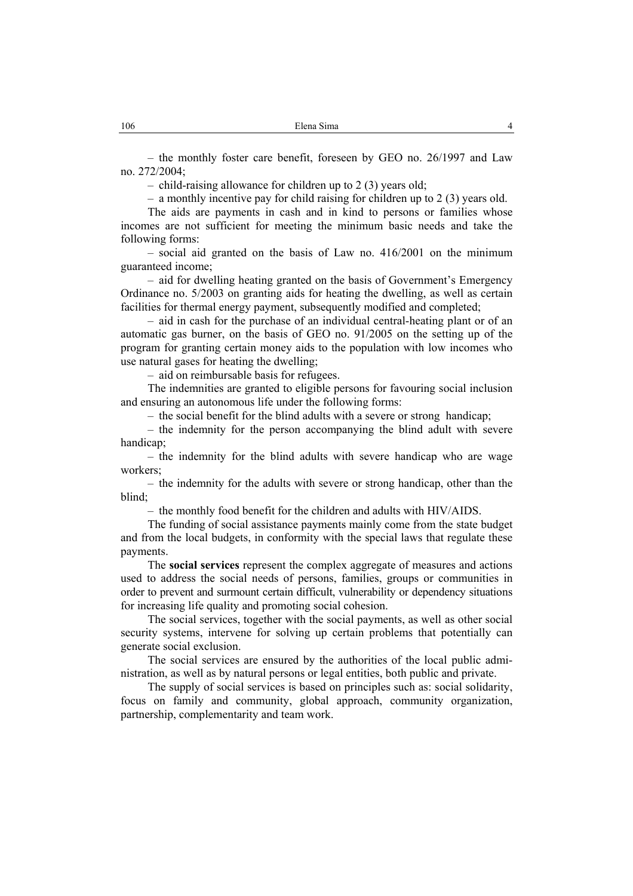– the monthly foster care benefit, foreseen by GEO no. 26/1997 and Law no. 272/2004;

– child-raising allowance for children up to 2 (3) years old;

– a monthly incentive pay for child raising for children up to 2 (3) years old.

The aids are payments in cash and in kind to persons or families whose incomes are not sufficient for meeting the minimum basic needs and take the following forms:

– social aid granted on the basis of Law no. 416/2001 on the minimum guaranteed income;

– aid for dwelling heating granted on the basis of Government's Emergency Ordinance no. 5/2003 on granting aids for heating the dwelling, as well as certain facilities for thermal energy payment, subsequently modified and completed;

– aid in cash for the purchase of an individual central-heating plant or of an automatic gas burner, on the basis of GEO no. 91/2005 on the setting up of the program for granting certain money aids to the population with low incomes who use natural gases for heating the dwelling;

– aid on reimbursable basis for refugees.

The indemnities are granted to eligible persons for favouring social inclusion and ensuring an autonomous life under the following forms:

– the social benefit for the blind adults with a severe or strong handicap;

– the indemnity for the person accompanying the blind adult with severe handicap;

– the indemnity for the blind adults with severe handicap who are wage workers;

– the indemnity for the adults with severe or strong handicap, other than the blind;

– the monthly food benefit for the children and adults with HIV/AIDS.

The funding of social assistance payments mainly come from the state budget and from the local budgets, in conformity with the special laws that regulate these payments.

The **social services** represent the complex aggregate of measures and actions used to address the social needs of persons, families, groups or communities in order to prevent and surmount certain difficult, vulnerability or dependency situations for increasing life quality and promoting social cohesion.

The social services, together with the social payments, as well as other social security systems, intervene for solving up certain problems that potentially can generate social exclusion.

The social services are ensured by the authorities of the local public administration, as well as by natural persons or legal entities, both public and private.

The supply of social services is based on principles such as: social solidarity, focus on family and community, global approach, community organization, partnership, complementarity and team work.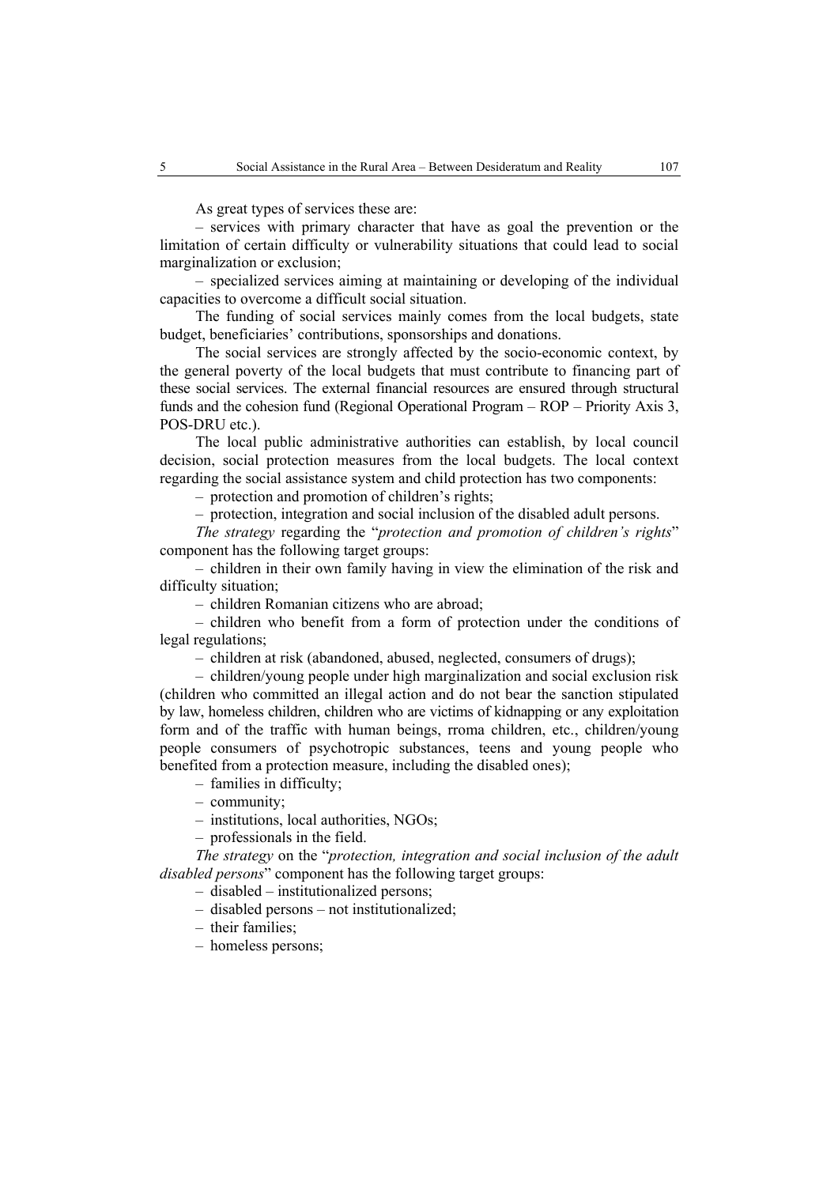As great types of services these are:

– services with primary character that have as goal the prevention or the limitation of certain difficulty or vulnerability situations that could lead to social marginalization or exclusion;

– specialized services aiming at maintaining or developing of the individual capacities to overcome a difficult social situation.

The funding of social services mainly comes from the local budgets, state budget, beneficiaries' contributions, sponsorships and donations.

The social services are strongly affected by the socio-economic context, by the general poverty of the local budgets that must contribute to financing part of these social services. The external financial resources are ensured through structural funds and the cohesion fund (Regional Operational Program – ROP – Priority Axis 3, POS-DRU etc.).

The local public administrative authorities can establish, by local council decision, social protection measures from the local budgets. The local context regarding the social assistance system and child protection has two components:

– protection and promotion of children's rights;

– protection, integration and social inclusion of the disabled adult persons.

*The strategy* regarding the "*protection and promotion of children's rights*" component has the following target groups:

– children in their own family having in view the elimination of the risk and difficulty situation;

– children Romanian citizens who are abroad;

– children who benefit from a form of protection under the conditions of legal regulations;

– children at risk (abandoned, abused, neglected, consumers of drugs);

– children/young people under high marginalization and social exclusion risk (children who committed an illegal action and do not bear the sanction stipulated by law, homeless children, children who are victims of kidnapping or any exploitation form and of the traffic with human beings, rroma children, etc., children/young people consumers of psychotropic substances, teens and young people who benefited from a protection measure, including the disabled ones);

– families in difficulty;

– community;

– institutions, local authorities, NGOs;

– professionals in the field.

*The strategy* on the "*protection, integration and social inclusion of the adult disabled persons*" component has the following target groups:

– disabled – institutionalized persons;

– disabled persons – not institutionalized;

– their families;

– homeless persons;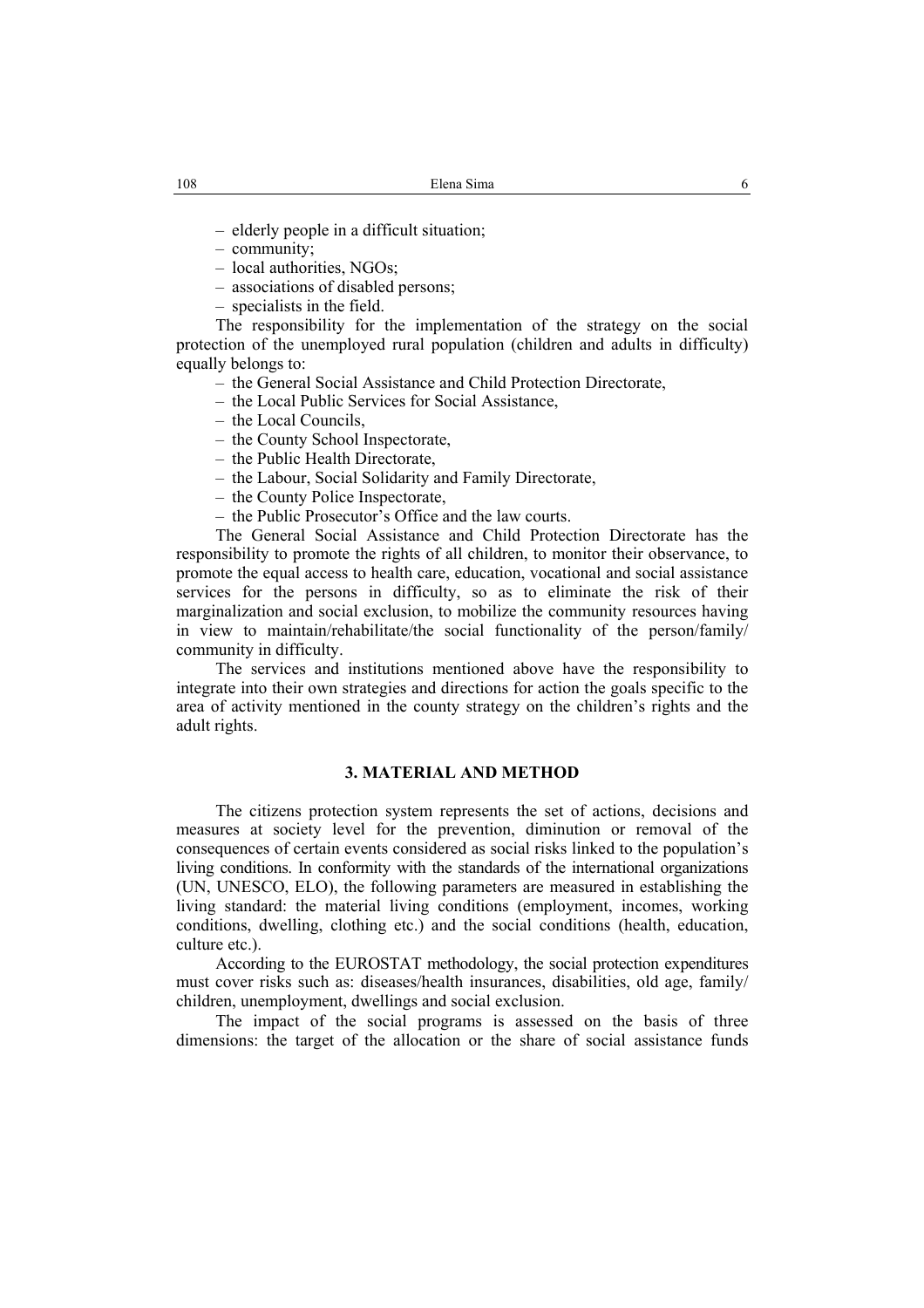– elderly people in a difficult situation;
– community;
– local authorities, NGOs;
– associations of disabled persons;
– specialists in the field.

The responsibility for the implementation of the strategy on the social protection of the unemployed rural population (children and adults in difficulty) equally belongs to:

– the General Social Assistance and Child Protection Directorate,
– the Local Public Services for Social Assistance,
– the Local Councils,
– the County School Inspectorate,
– the Public Health Directorate,
– the Labour, Social Solidarity and Family Directorate,
– the County Police Inspectorate,
– the Public Prosecutor's Office and the law courts.

The General Social Assistance and Child Protection Directorate has the responsibility to promote the rights of all children, to monitor their observance, to promote the equal access to health care, education, vocational and social assistance services for the persons in difficulty, so as to eliminate the risk of their marginalization and social exclusion, to mobilize the community resources having in view to maintain/rehabilitate/the social functionality of the person/family/ community in difficulty.

The services and institutions mentioned above have the responsibility to integrate into their own strategies and directions for action the goals specific to the area of activity mentioned in the county strategy on the children's rights and the adult rights.

## 3. MATERIAL AND METHOD

The citizens protection system represents the set of actions, decisions and measures at society level for the prevention, diminution or removal of the consequences of certain events considered as social risks linked to the population's living conditions. In conformity with the standards of the international organizations (UN, UNESCO, ELO), the following parameters are measured in establishing the living standard: the material living conditions (employment, incomes, working conditions, dwelling, clothing etc.) and the social conditions (health, education, culture etc.).

According to the EUROSTAT methodology, the social protection expenditures must cover risks such as: diseases/health insurances, disabilities, old age, family/ children, unemployment, dwellings and social exclusion.

The impact of the social programs is assessed on the basis of three dimensions: the target of the allocation or the share of social assistance funds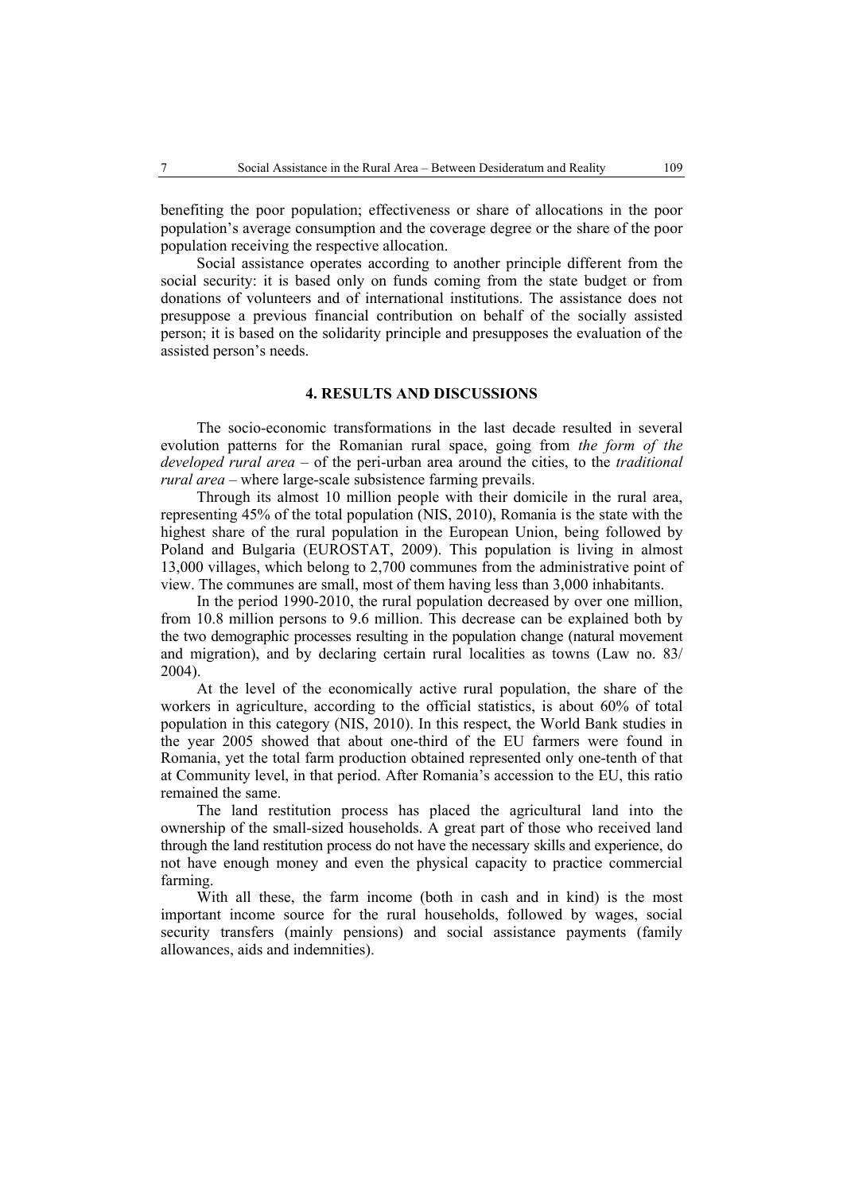benefiting the poor population; effectiveness or share of allocations in the poor population's average consumption and the coverage degree or the share of the poor population receiving the respective allocation.

Social assistance operates according to another principle different from the social security: it is based only on funds coming from the state budget or from donations of volunteers and of international institutions. The assistance does not presuppose a previous financial contribution on behalf of the socially assisted person; it is based on the solidarity principle and presupposes the evaluation of the assisted person's needs.

## 4. RESULTS AND DISCUSSIONS

The socio-economic transformations in the last decade resulted in several evolution patterns for the Romanian rural space, going from *the form of the developed rural area* – of the peri-urban area around the cities, to the *traditional rural area* – where large-scale subsistence farming prevails.

Through its almost 10 million people with their domicile in the rural area, representing 45% of the total population (NIS, 2010), Romania is the state with the highest share of the rural population in the European Union, being followed by Poland and Bulgaria (EUROSTAT, 2009). This population is living in almost 13,000 villages, which belong to 2,700 communes from the administrative point of view. The communes are small, most of them having less than 3,000 inhabitants.

In the period 1990-2010, the rural population decreased by over one million, from 10.8 million persons to 9.6 million. This decrease can be explained both by the two demographic processes resulting in the population change (natural movement and migration), and by declaring certain rural localities as towns (Law no. 83/ 2004).

At the level of the economically active rural population, the share of the workers in agriculture, according to the official statistics, is about 60% of total population in this category (NIS, 2010). In this respect, the World Bank studies in the year 2005 showed that about one-third of the EU farmers were found in Romania, yet the total farm production obtained represented only one-tenth of that at Community level, in that period. After Romania's accession to the EU, this ratio remained the same.

The land restitution process has placed the agricultural land into the ownership of the small-sized households. A great part of those who received land through the land restitution process do not have the necessary skills and experience, do not have enough money and even the physical capacity to practice commercial farming.

With all these, the farm income (both in cash and in kind) is the most important income source for the rural households, followed by wages, social security transfers (mainly pensions) and social assistance payments (family allowances, aids and indemnities).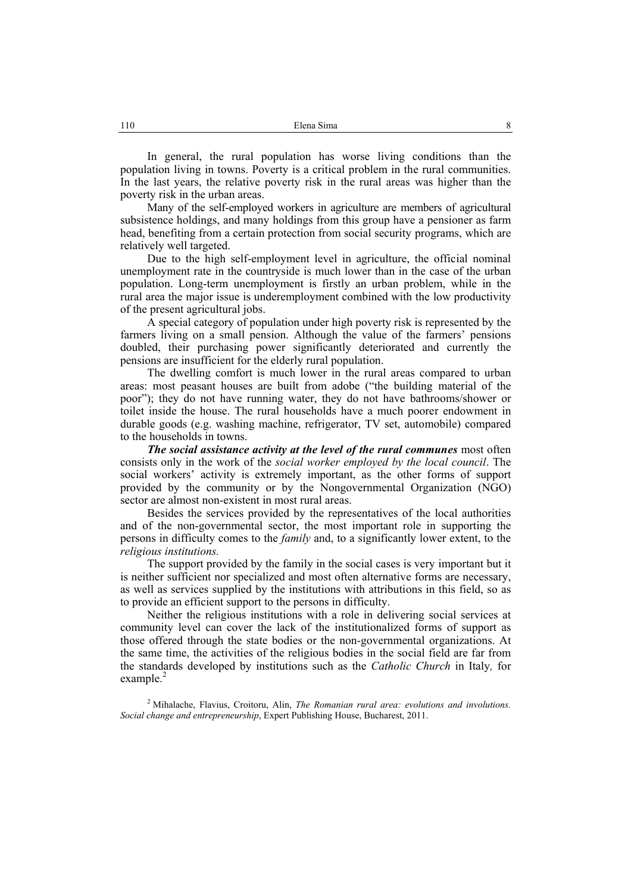In general, the rural population has worse living conditions than the population living in towns. Poverty is a critical problem in the rural communities. In the last years, the relative poverty risk in the rural areas was higher than the poverty risk in the urban areas.

Many of the self-employed workers in agriculture are members of agricultural subsistence holdings, and many holdings from this group have a pensioner as farm head, benefiting from a certain protection from social security programs, which are relatively well targeted.

Due to the high self-employment level in agriculture, the official nominal unemployment rate in the countryside is much lower than in the case of the urban population. Long-term unemployment is firstly an urban problem, while in the rural area the major issue is underemployment combined with the low productivity of the present agricultural jobs.

A special category of population under high poverty risk is represented by the farmers living on a small pension. Although the value of the farmers' pensions doubled, their purchasing power significantly deteriorated and currently the pensions are insufficient for the elderly rural population.

The dwelling comfort is much lower in the rural areas compared to urban areas: most peasant houses are built from adobe ("the building material of the poor"); they do not have running water, they do not have bathrooms/shower or toilet inside the house. The rural households have a much poorer endowment in durable goods (e.g. washing machine, refrigerator, TV set, automobile) compared to the households in towns.

***The social assistance activity at the level of the rural communes*** most often consists only in the work of the *social worker employed by the local council*. The social workers' activity is extremely important, as the other forms of support provided by the community or by the Nongovernmental Organization (NGO) sector are almost non-existent in most rural areas.

Besides the services provided by the representatives of the local authorities and of the non-governmental sector, the most important role in supporting the persons in difficulty comes to the *family* and, to a significantly lower extent, to the *religious institutions.*

The support provided by the family in the social cases is very important but it is neither sufficient nor specialized and most often alternative forms are necessary, as well as services supplied by the institutions with attributions in this field, so as to provide an efficient support to the persons in difficulty.

Neither the religious institutions with a role in delivering social services at community level can cover the lack of the institutionalized forms of support as those offered through the state bodies or the non-governmental organizations. At the same time, the activities of the religious bodies in the social field are far from the standards developed by institutions such as the *Catholic Church* in Italy*,* for example.[2]

[2] Mihalache, Flavius, Croitoru, Alin, *The Romanian rural area: evolutions and involutions. Social change and entrepreneurship*, Expert Publishing House, Bucharest, 2011.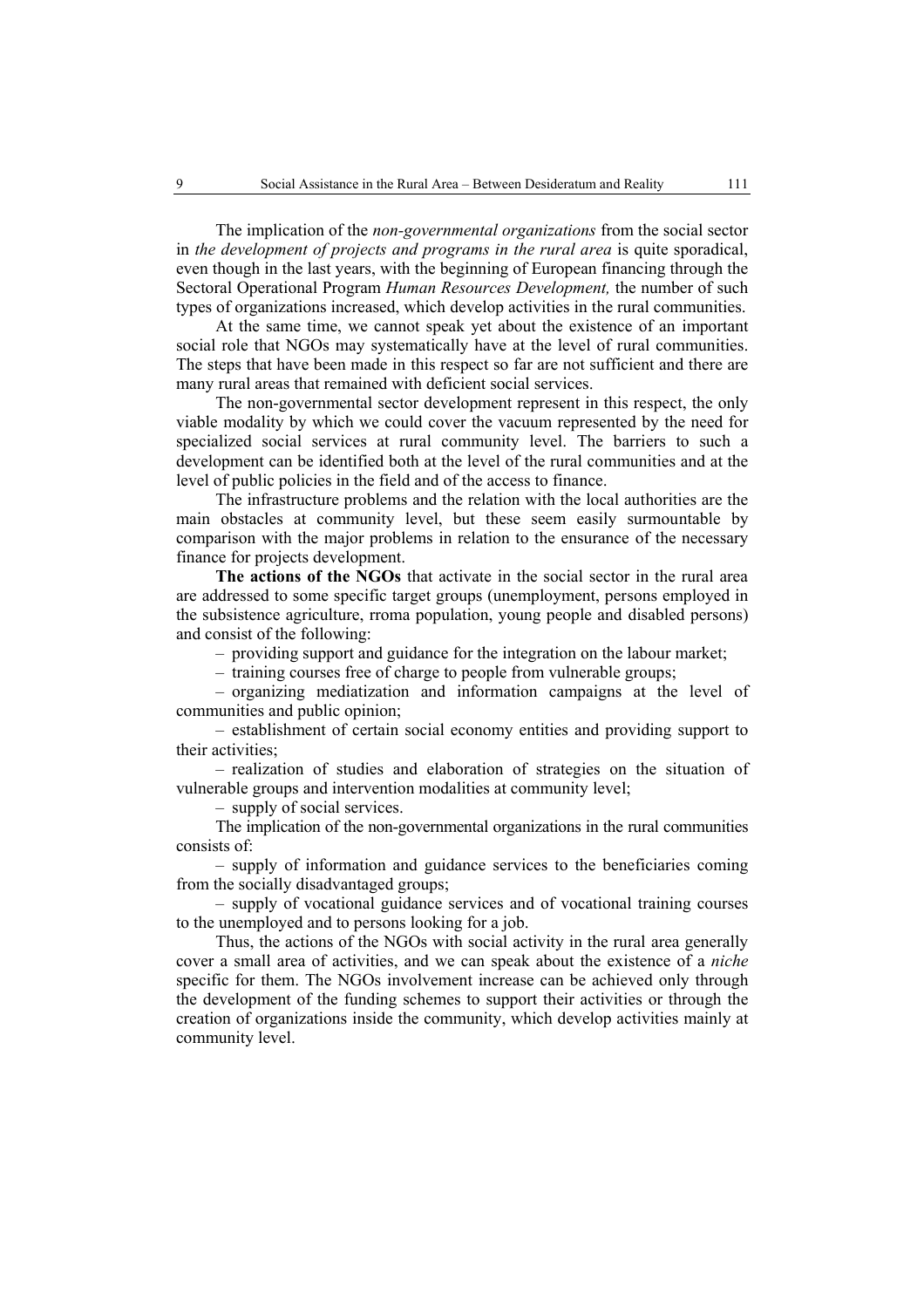The implication of the *non-governmental organizations* from the social sector in *the development of projects and programs in the rural area* is quite sporadical, even though in the last years, with the beginning of European financing through the Sectoral Operational Program *Human Resources Development,* the number of such types of organizations increased, which develop activities in the rural communities.

At the same time, we cannot speak yet about the existence of an important social role that NGOs may systematically have at the level of rural communities. The steps that have been made in this respect so far are not sufficient and there are many rural areas that remained with deficient social services.

The non-governmental sector development represent in this respect, the only viable modality by which we could cover the vacuum represented by the need for specialized social services at rural community level. The barriers to such a development can be identified both at the level of the rural communities and at the level of public policies in the field and of the access to finance.

The infrastructure problems and the relation with the local authorities are the main obstacles at community level, but these seem easily surmountable by comparison with the major problems in relation to the ensurance of the necessary finance for projects development.

**The actions of the NGOs** that activate in the social sector in the rural area are addressed to some specific target groups (unemployment, persons employed in the subsistence agriculture, rroma population, young people and disabled persons) and consist of the following:

– providing support and guidance for the integration on the labour market;

– training courses free of charge to people from vulnerable groups;

– organizing mediatization and information campaigns at the level of communities and public opinion;

– establishment of certain social economy entities and providing support to their activities;

– realization of studies and elaboration of strategies on the situation of vulnerable groups and intervention modalities at community level;

– supply of social services.

The implication of the non-governmental organizations in the rural communities consists of:

– supply of information and guidance services to the beneficiaries coming from the socially disadvantaged groups;

– supply of vocational guidance services and of vocational training courses to the unemployed and to persons looking for a job.

Thus, the actions of the NGOs with social activity in the rural area generally cover a small area of activities, and we can speak about the existence of a *niche* specific for them. The NGOs involvement increase can be achieved only through the development of the funding schemes to support their activities or through the creation of organizations inside the community, which develop activities mainly at community level.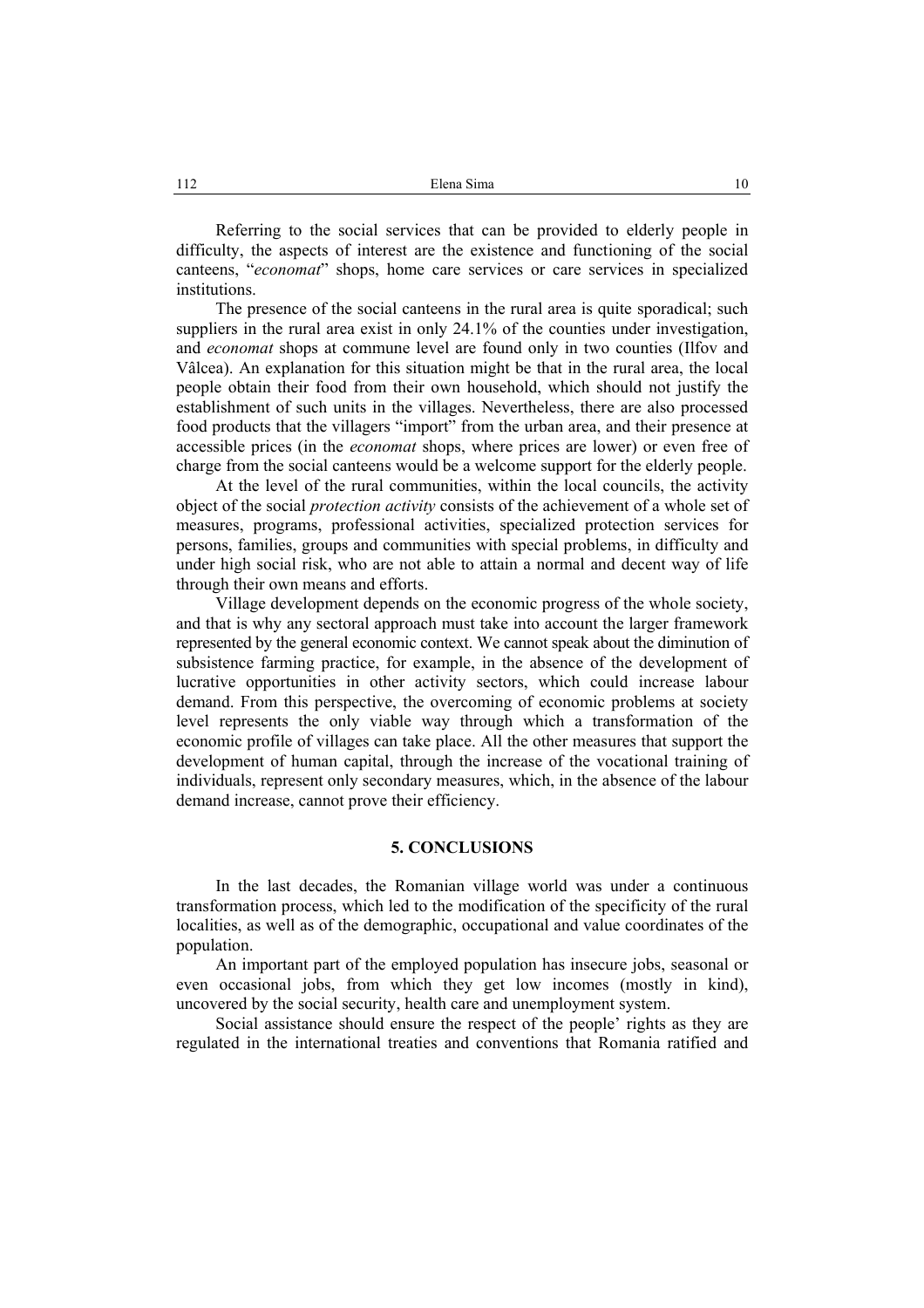Referring to the social services that can be provided to elderly people in difficulty, the aspects of interest are the existence and functioning of the social canteens, "*economat*" shops, home care services or care services in specialized institutions.

The presence of the social canteens in the rural area is quite sporadical; such suppliers in the rural area exist in only 24.1% of the counties under investigation, and *economat* shops at commune level are found only in two counties (Ilfov and Vâlcea). An explanation for this situation might be that in the rural area, the local people obtain their food from their own household, which should not justify the establishment of such units in the villages. Nevertheless, there are also processed food products that the villagers "import" from the urban area, and their presence at accessible prices (in the *economat* shops, where prices are lower) or even free of charge from the social canteens would be a welcome support for the elderly people.

At the level of the rural communities, within the local councils, the activity object of the social *protection activity* consists of the achievement of a whole set of measures, programs, professional activities, specialized protection services for persons, families, groups and communities with special problems, in difficulty and under high social risk, who are not able to attain a normal and decent way of life through their own means and efforts.

Village development depends on the economic progress of the whole society, and that is why any sectoral approach must take into account the larger framework represented by the general economic context. We cannot speak about the diminution of subsistence farming practice, for example, in the absence of the development of lucrative opportunities in other activity sectors, which could increase labour demand. From this perspective, the overcoming of economic problems at society level represents the only viable way through which a transformation of the economic profile of villages can take place. All the other measures that support the development of human capital, through the increase of the vocational training of individuals, represent only secondary measures, which, in the absence of the labour demand increase, cannot prove their efficiency.

## 5. CONCLUSIONS

In the last decades, the Romanian village world was under a continuous transformation process, which led to the modification of the specificity of the rural localities, as well as of the demographic, occupational and value coordinates of the population.

An important part of the employed population has insecure jobs, seasonal or even occasional jobs, from which they get low incomes (mostly in kind), uncovered by the social security, health care and unemployment system.

Social assistance should ensure the respect of the people' rights as they are regulated in the international treaties and conventions that Romania ratified and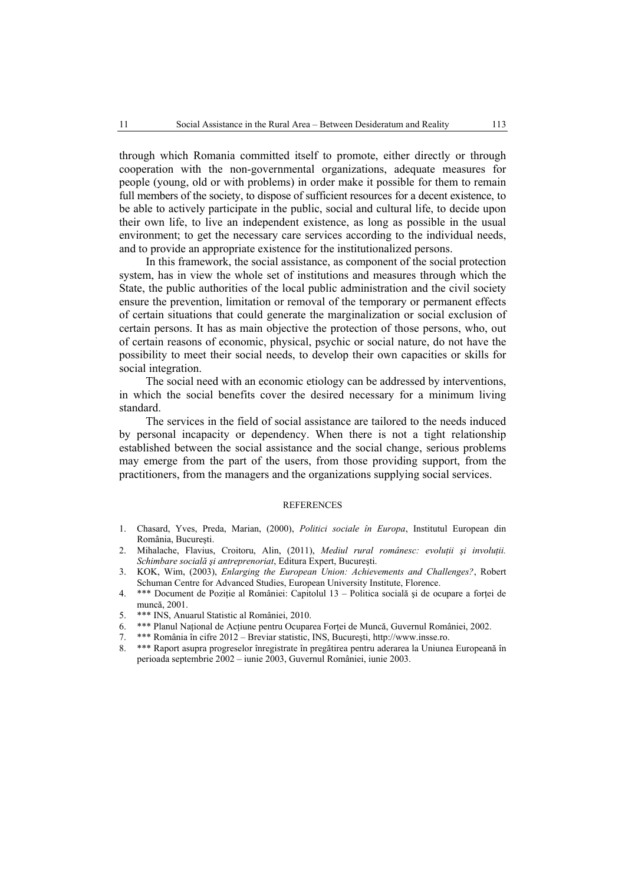through which Romania committed itself to promote, either directly or through cooperation with the non-governmental organizations, adequate measures for people (young, old or with problems) in order make it possible for them to remain full members of the society, to dispose of sufficient resources for a decent existence, to be able to actively participate in the public, social and cultural life, to decide upon their own life, to live an independent existence, as long as possible in the usual environment; to get the necessary care services according to the individual needs, and to provide an appropriate existence for the institutionalized persons.

In this framework, the social assistance, as component of the social protection system, has in view the whole set of institutions and measures through which the State, the public authorities of the local public administration and the civil society ensure the prevention, limitation or removal of the temporary or permanent effects of certain situations that could generate the marginalization or social exclusion of certain persons. It has as main objective the protection of those persons, who, out of certain reasons of economic, physical, psychic or social nature, do not have the possibility to meet their social needs, to develop their own capacities or skills for social integration.

The social need with an economic etiology can be addressed by interventions, in which the social benefits cover the desired necessary for a minimum living standard.

The services in the field of social assistance are tailored to the needs induced by personal incapacity or dependency. When there is not a tight relationship established between the social assistance and the social change, serious problems may emerge from the part of the users, from those providing support, from the practitioners, from the managers and the organizations supplying social services.

## REFERENCES

1. Chasard, Yves, Preda, Marian, (2000), *Politici sociale în Europa*, Institutul European din România, Bucureşti.
2. Mihalache, Flavius, Croitoru, Alin, (2011), *Mediul rural românesc: evoluţii şi involuţii. Schimbare socială şi antreprenoriat*, Editura Expert, Bucureşti.
3. KOK, Wim, (2003), *Enlarging the European Union: Achievements and Challenges?*, Robert Schuman Centre for Advanced Studies, European University Institute, Florence.
4. *** Document de Poziţie al României: Capitolul 13 – Politica socială şi de ocupare a forţei de muncă, 2001.
5. *** INS, Anuarul Statistic al României, 2010.
6. *** Planul Naţional de Acţiune pentru Ocuparea Forţei de Muncă, Guvernul României, 2002.
7. *** România în cifre 2012 – Breviar statistic, INS, Bucureşti, http://www.insse.ro.
8. *** Raport asupra progreselor înregistrate în pregătirea pentru aderarea la Uniunea Europeană în perioada septembrie 2002 – iunie 2003, Guvernul României, iunie 2003.